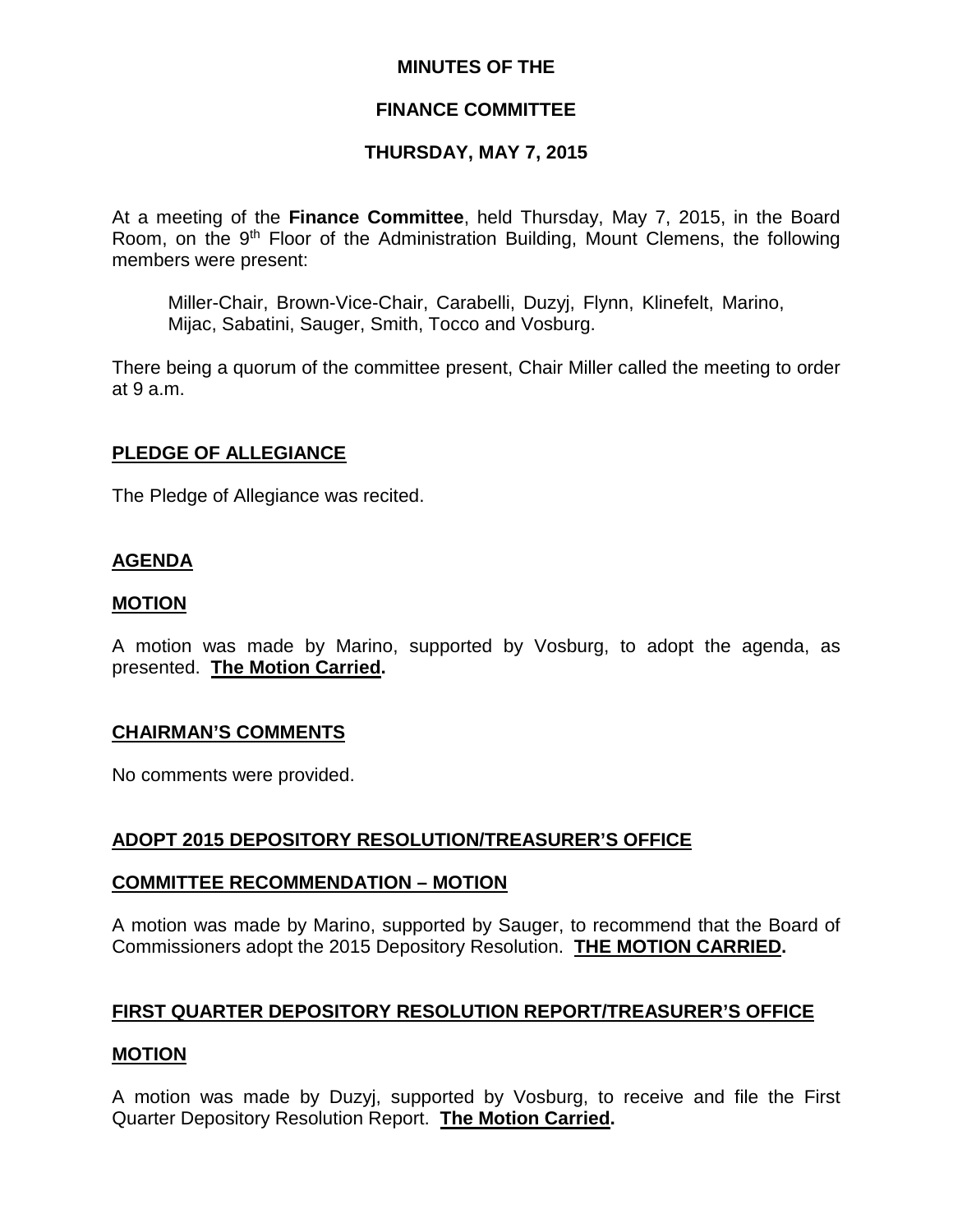# MINUTES OF THE

# FINANCE COMMITTEE

# THURSDAY, MAY 7, 2015

At a meeting of the **Finance Committee**, held Thursday, May 7, 2015, in the Board Room, on the 9th Floor of the Administration Building, Mount Clemens, the following members were present:

> Miller-Chair, Brown-Vice-Chair, Carabelli, Duzyj, Flynn, Klinefelt, Marino, Mijac, Sabatini, Sauger, Smith, Tocco and Vosburg.

There being a quorum of the committee present, Chair Miller called the meeting to order at 9 a.m.

## PLEDGE OF ALLEGIANCE

The Pledge of Allegiance was recited.

## AGENDA

### MOTION

A motion was made by Marino, supported by Vosburg, to adopt the agenda, as presented. **The Motion Carried.**

## CHAIRMAN'S COMMENTS

No comments were provided.

## ADOPT 2015 DEPOSITORY RESOLUTION/TREASURER'S OFFICE

### COMMITTEE RECOMMENDATION – MOTION

A motion was made by Marino, supported by Sauger, to recommend that the Board of Commissioners adopt the 2015 Depository Resolution. **THE MOTION CARRIED.**

## FIRST QUARTER DEPOSITORY RESOLUTION REPORT/TREASURER'S OFFICE

### MOTION

A motion was made by Duzyj, supported by Vosburg, to receive and file the First Quarter Depository Resolution Report. **The Motion Carried.**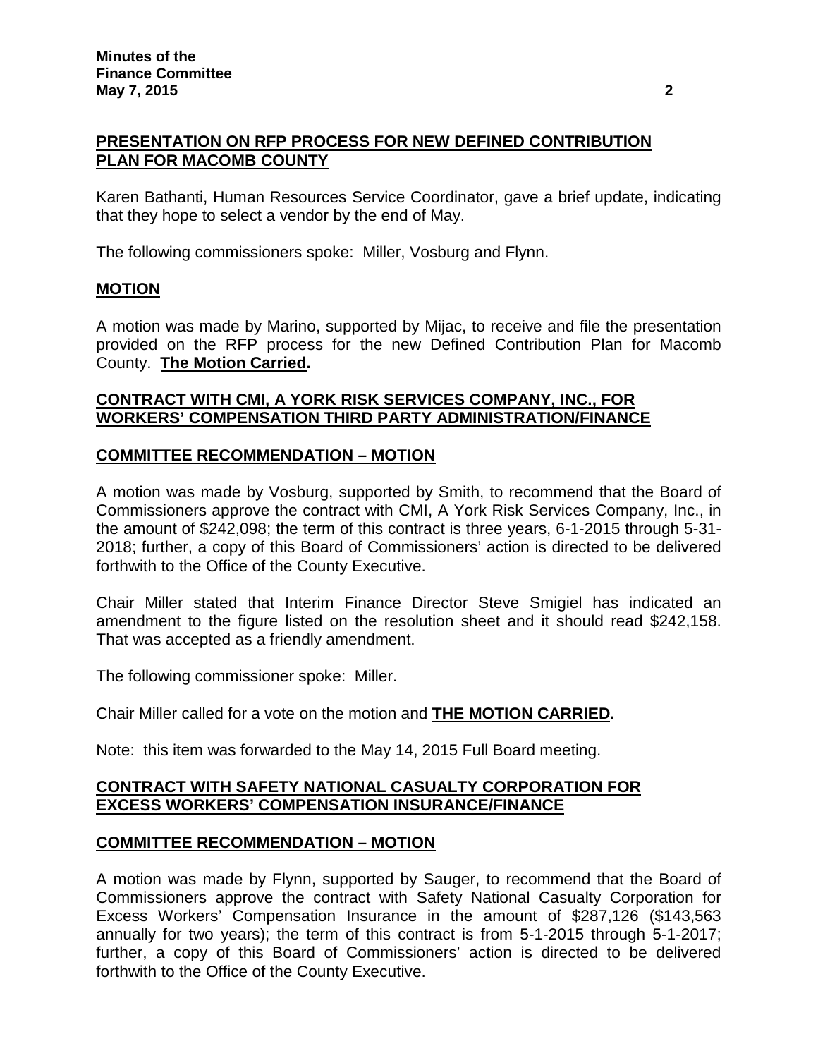## PRESENTATION ON RFP PROCESS FOR NEW DEFINED CONTRIBUTION PLAN FOR MACOMB COUNTY

Karen Bathanti, Human Resources Service Coordinator, gave a brief update, indicating that they hope to select a vendor by the end of May.

The following commissioners spoke: Miller, Vosburg and Flynn.

## MOTION

A motion was made by Marino, supported by Mijac, to receive and file the presentation provided on the RFP process for the new Defined Contribution Plan for Macomb County. **The Motion Carried.**

## CONTRACT WITH CMI, A YORK RISK SERVICES COMPANY, INC., FOR WORKERS' COMPENSATION THIRD PARTY ADMINISTRATION/FINANCE

## COMMITTEE RECOMMENDATION – MOTION

A motion was made by Vosburg, supported by Smith, to recommend that the Board of Commissioners approve the contract with CMI, A York Risk Services Company, Inc., in the amount of $242,098; the term of this contract is three years, 6-1-2015 through 5-31-2018; further, a copy of this Board of Commissioners' action is directed to be delivered forthwith to the Office of the County Executive.

Chair Miller stated that Interim Finance Director Steve Smigiel has indicated an amendment to the figure listed on the resolution sheet and it should read $242,158. That was accepted as a friendly amendment.

The following commissioner spoke: Miller.

Chair Miller called for a vote on the motion and **THE MOTION CARRIED.**

Note: this item was forwarded to the May 14, 2015 Full Board meeting.

## CONTRACT WITH SAFETY NATIONAL CASUALTY CORPORATION FOR EXCESS WORKERS' COMPENSATION INSURANCE/FINANCE

## COMMITTEE RECOMMENDATION – MOTION

A motion was made by Flynn, supported by Sauger, to recommend that the Board of Commissioners approve the contract with Safety National Casualty Corporation for Excess Workers' Compensation Insurance in the amount of $287,126 ($143,563 annually for two years); the term of this contract is from 5-1-2015 through 5-1-2017; further, a copy of this Board of Commissioners' action is directed to be delivered forthwith to the Office of the County Executive.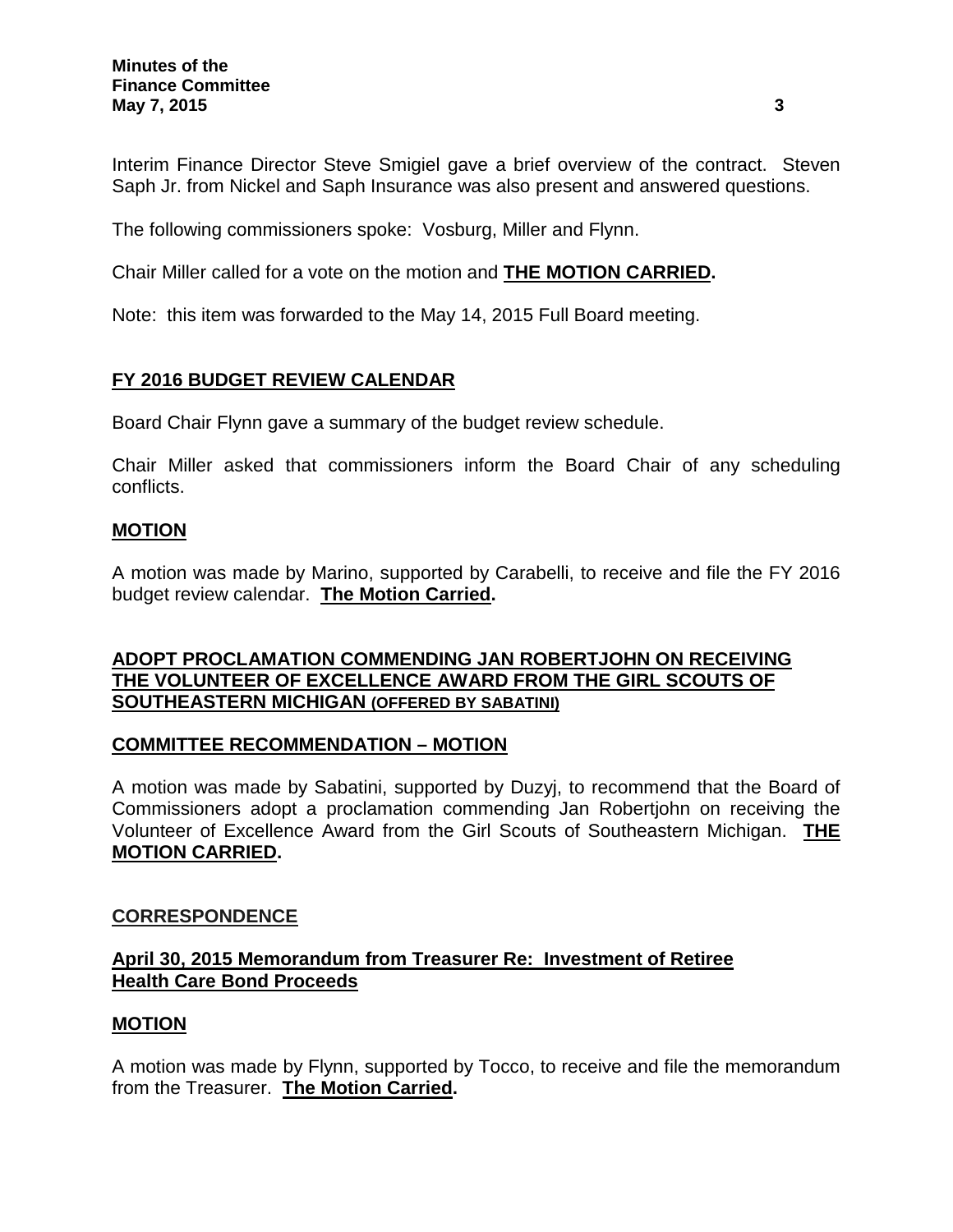Interim Finance Director Steve Smigiel gave a brief overview of the contract. Steven Saph Jr. from Nickel and Saph Insurance was also present and answered questions.

The following commissioners spoke: Vosburg, Miller and Flynn.

Chair Miller called for a vote on the motion and **THE MOTION CARRIED.**

Note: this item was forwarded to the May 14, 2015 Full Board meeting.

## FY 2016 BUDGET REVIEW CALENDAR

Board Chair Flynn gave a summary of the budget review schedule.

Chair Miller asked that commissioners inform the Board Chair of any scheduling conflicts.

### MOTION

A motion was made by Marino, supported by Carabelli, to receive and file the FY 2016 budget review calendar. **The Motion Carried.**

## ADOPT PROCLAMATION COMMENDING JAN ROBERTJOHN ON RECEIVING THE VOLUNTEER OF EXCELLENCE AWARD FROM THE GIRL SCOUTS OF SOUTHEASTERN MICHIGAN (OFFERED BY SABATINI)

### COMMITTEE RECOMMENDATION – MOTION

A motion was made by Sabatini, supported by Duzyj, to recommend that the Board of Commissioners adopt a proclamation commending Jan Robertjohn on receiving the Volunteer of Excellence Award from the Girl Scouts of Southeastern Michigan. **THE MOTION CARRIED.**

## CORRESPONDENCE

### April 30, 2015 Memorandum from Treasurer Re: Investment of Retiree Health Care Bond Proceeds

### MOTION

A motion was made by Flynn, supported by Tocco, to receive and file the memorandum from the Treasurer. **The Motion Carried.**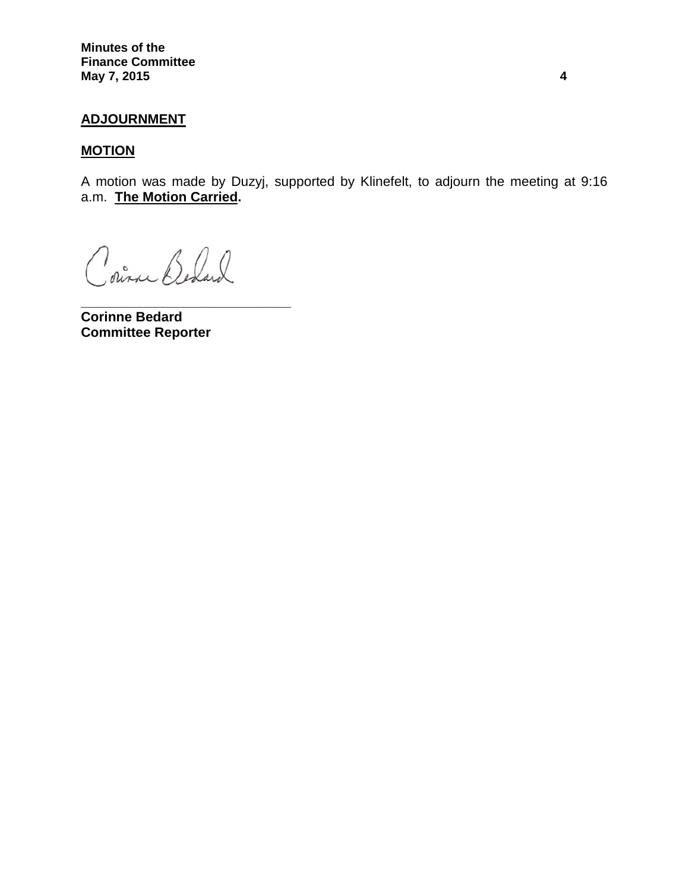## ADJOURNMENT

### MOTION

A motion was made by Duzyj, supported by Klinefelt, to adjourn the meeting at 9:16 a.m. **The Motion Carried.**

\_\_\_\_\_\_\_\_\_\_\_\_\_\_\_\_\_\_\_\_\_\_\_\_\_\_\_\_\_\_\_\_

**Corinne Bedard**
**Committee Reporter**